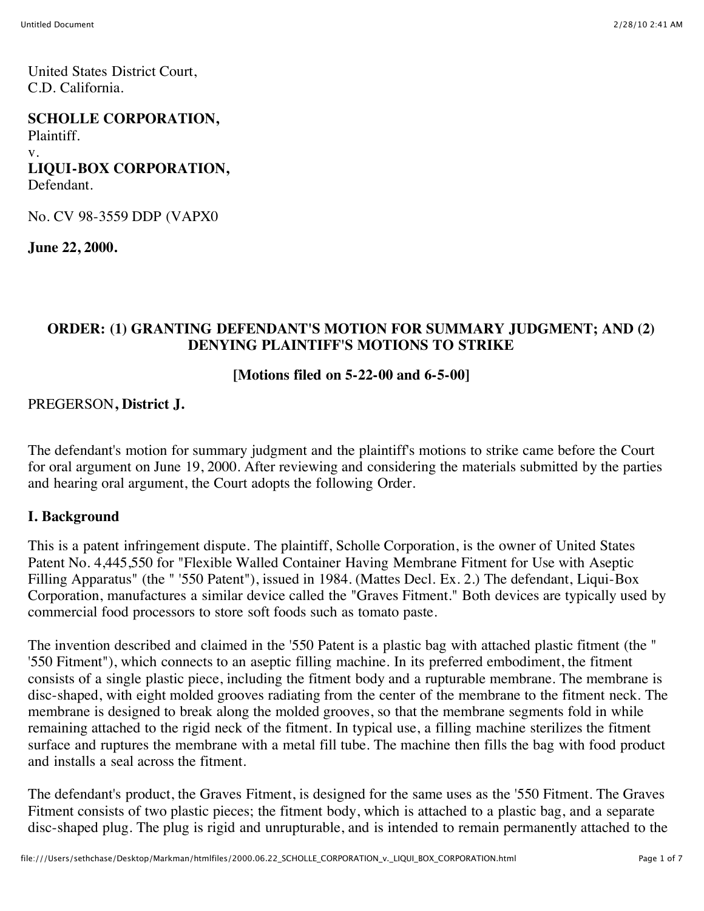United States District Court,
C.D. California.

**SCHOLLE CORPORATION,**
Plaintiff.
v.
**LIQUI-BOX CORPORATION,**
Defendant.

No. CV 98-3559 DDP (VAPX0

**June 22, 2000.**

**ORDER: (1) GRANTING DEFENDANT'S MOTION FOR SUMMARY JUDGMENT; AND (2) DENYING PLAINTIFF'S MOTIONS TO STRIKE**

**[Motions filed on 5-22-00 and 6-5-00]**

PREGERSON**, District J.**

The defendant's motion for summary judgment and the plaintiff's motions to strike came before the Court for oral argument on June 19, 2000. After reviewing and considering the materials submitted by the parties and hearing oral argument, the Court adopts the following Order.

**I. Background**

This is a patent infringement dispute. The plaintiff, Scholle Corporation, is the owner of United States Patent No. 4,445,550 for "Flexible Walled Container Having Membrane Fitment for Use with Aseptic Filling Apparatus" (the " '550 Patent"), issued in 1984. (Mattes Decl. Ex. 2.) The defendant, Liqui-Box Corporation, manufactures a similar device called the "Graves Fitment." Both devices are typically used by commercial food processors to store soft foods such as tomato paste.

The invention described and claimed in the '550 Patent is a plastic bag with attached plastic fitment (the " '550 Fitment"), which connects to an aseptic filling machine. In its preferred embodiment, the fitment consists of a single plastic piece, including the fitment body and a rupturable membrane. The membrane is disc-shaped, with eight molded grooves radiating from the center of the membrane to the fitment neck. The membrane is designed to break along the molded grooves, so that the membrane segments fold in while remaining attached to the rigid neck of the fitment. In typical use, a filling machine sterilizes the fitment surface and ruptures the membrane with a metal fill tube. The machine then fills the bag with food product and installs a seal across the fitment.

The defendant's product, the Graves Fitment, is designed for the same uses as the '550 Fitment. The Graves Fitment consists of two plastic pieces; the fitment body, which is attached to a plastic bag, and a separate disc-shaped plug. The plug is rigid and unrupturable, and is intended to remain permanently attached to the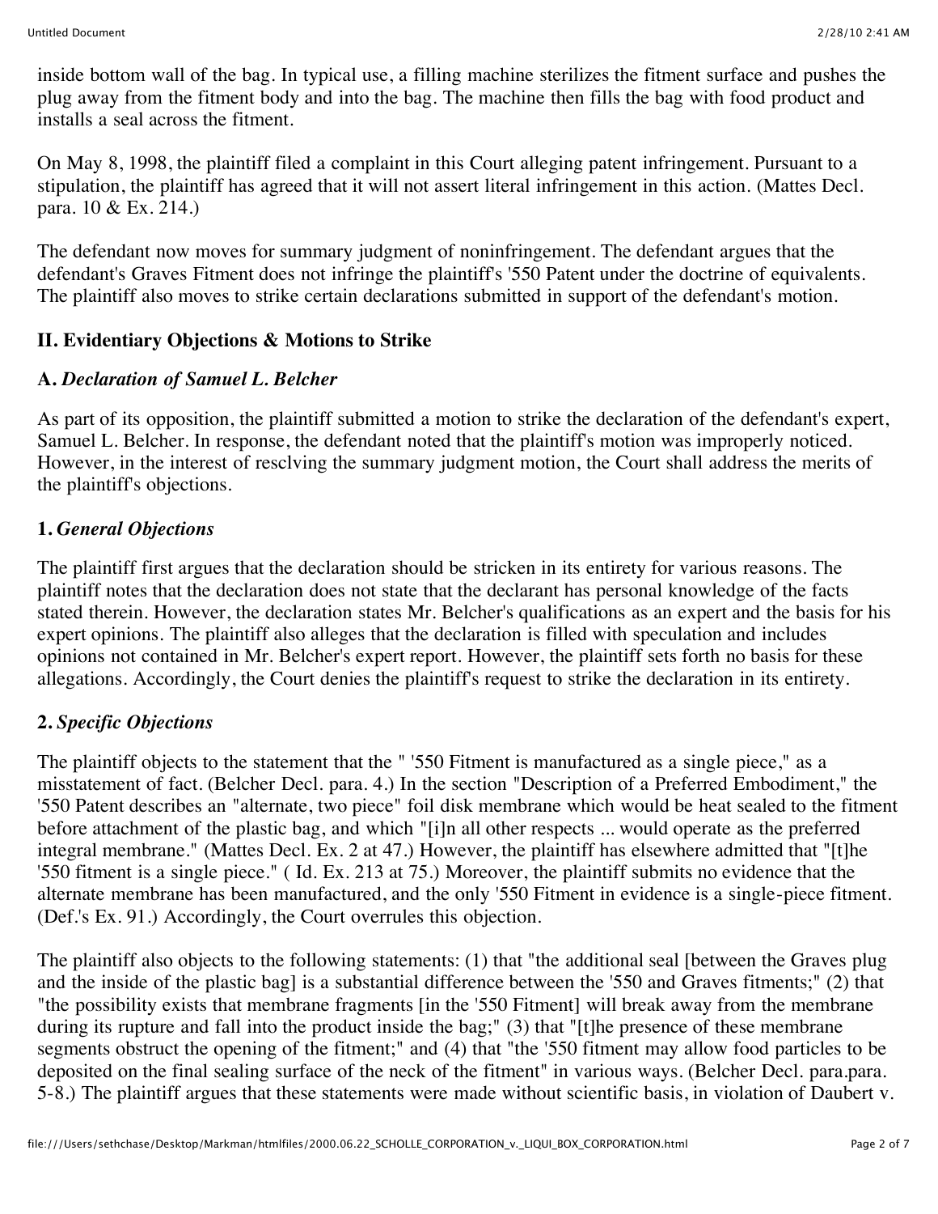inside bottom wall of the bag. In typical use, a filling machine sterilizes the fitment surface and pushes the plug away from the fitment body and into the bag. The machine then fills the bag with food product and installs a seal across the fitment.

On May 8, 1998, the plaintiff filed a complaint in this Court alleging patent infringement. Pursuant to a stipulation, the plaintiff has agreed that it will not assert literal infringement in this action. (Mattes Decl. para. 10 & Ex. 214.)

The defendant now moves for summary judgment of noninfringement. The defendant argues that the defendant's Graves Fitment does not infringe the plaintiff's '550 Patent under the doctrine of equivalents. The plaintiff also moves to strike certain declarations submitted in support of the defendant's motion.

## II. Evidentiary Objections & Motions to Strike

### A. *Declaration of Samuel L. Belcher*

As part of its opposition, the plaintiff submitted a motion to strike the declaration of the defendant's expert, Samuel L. Belcher. In response, the defendant noted that the plaintiff's motion was improperly noticed. However, in the interest of resclving the summary judgment motion, the Court shall address the merits of the plaintiff's objections.

### 1. *General Objections*

The plaintiff first argues that the declaration should be stricken in its entirety for various reasons. The plaintiff notes that the declaration does not state that the declarant has personal knowledge of the facts stated therein. However, the declaration states Mr. Belcher's qualifications as an expert and the basis for his expert opinions. The plaintiff also alleges that the declaration is filled with speculation and includes opinions not contained in Mr. Belcher's expert report. However, the plaintiff sets forth no basis for these allegations. Accordingly, the Court denies the plaintiff's request to strike the declaration in its entirety.

### 2. *Specific Objections*

The plaintiff objects to the statement that the " '550 Fitment is manufactured as a single piece," as a misstatement of fact. (Belcher Decl. para. 4.) In the section "Description of a Preferred Embodiment," the '550 Patent describes an "alternate, two piece" foil disk membrane which would be heat sealed to the fitment before attachment of the plastic bag, and which "[i]n all other respects ... would operate as the preferred integral membrane." (Mattes Decl. Ex. 2 at 47.) However, the plaintiff has elsewhere admitted that "[t]he '550 fitment is a single piece." ( Id. Ex. 213 at 75.) Moreover, the plaintiff submits no evidence that the alternate membrane has been manufactured, and the only '550 Fitment in evidence is a single-piece fitment. (Def.'s Ex. 91.) Accordingly, the Court overrules this objection.

The plaintiff also objects to the following statements: (1) that "the additional seal [between the Graves plug and the inside of the plastic bag] is a substantial difference between the '550 and Graves fitments;" (2) that "the possibility exists that membrane fragments [in the '550 Fitment] will break away from the membrane during its rupture and fall into the product inside the bag;" (3) that "[t]he presence of these membrane segments obstruct the opening of the fitment;" and (4) that "the '550 fitment may allow food particles to be deposited on the final sealing surface of the neck of the fitment" in various ways. (Belcher Decl. para.para. 5-8.) The plaintiff argues that these statements were made without scientific basis, in violation of Daubert v.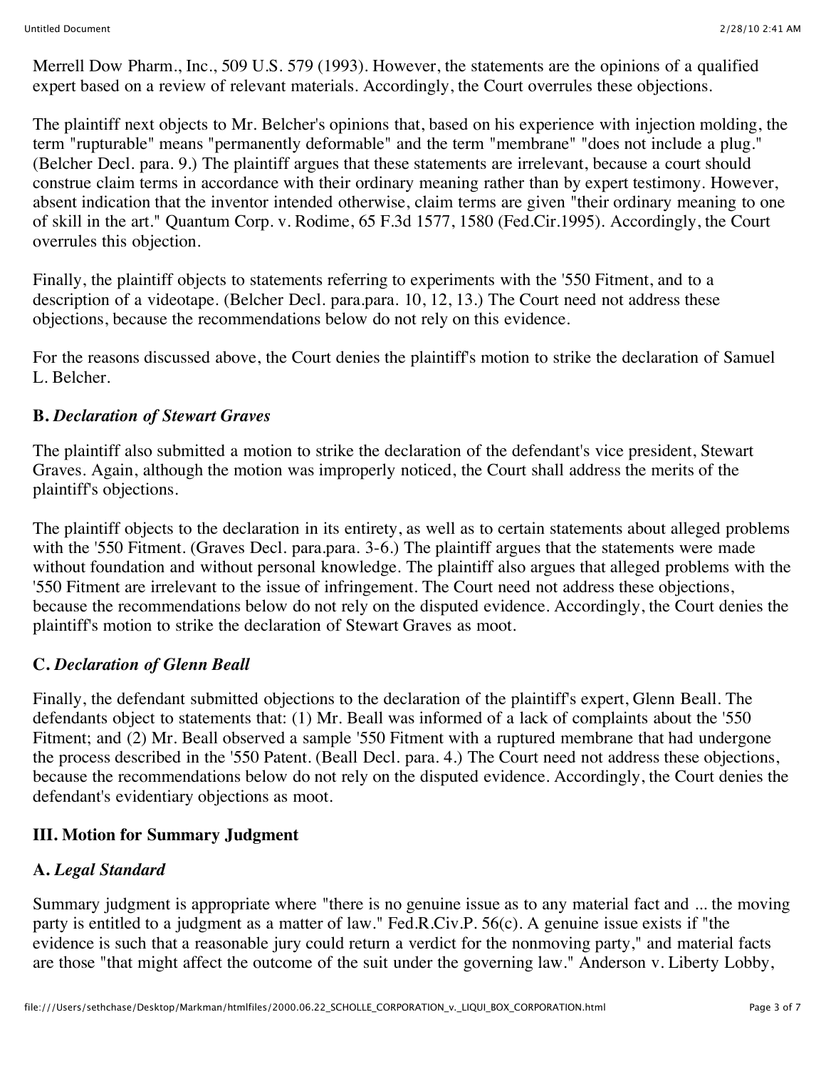Merrell Dow Pharm., Inc., 509 U.S. 579 (1993). However, the statements are the opinions of a qualified expert based on a review of relevant materials. Accordingly, the Court overrules these objections.

The plaintiff next objects to Mr. Belcher's opinions that, based on his experience with injection molding, the term "rupturable" means "permanently deformable" and the term "membrane" "does not include a plug." (Belcher Decl. para. 9.) The plaintiff argues that these statements are irrelevant, because a court should construe claim terms in accordance with their ordinary meaning rather than by expert testimony. However, absent indication that the inventor intended otherwise, claim terms are given "their ordinary meaning to one of skill in the art." Quantum Corp. v. Rodime, 65 F.3d 1577, 1580 (Fed.Cir.1995). Accordingly, the Court overrules this objection.

Finally, the plaintiff objects to statements referring to experiments with the '550 Fitment, and to a description of a videotape. (Belcher Decl. para.para. 10, 12, 13.) The Court need not address these objections, because the recommendations below do not rely on this evidence.

For the reasons discussed above, the Court denies the plaintiff's motion to strike the declaration of Samuel L. Belcher.

### B. *Declaration of Stewart Graves*

The plaintiff also submitted a motion to strike the declaration of the defendant's vice president, Stewart Graves. Again, although the motion was improperly noticed, the Court shall address the merits of the plaintiff's objections.

The plaintiff objects to the declaration in its entirety, as well as to certain statements about alleged problems with the '550 Fitment. (Graves Decl. para.para. 3-6.) The plaintiff argues that the statements were made without foundation and without personal knowledge. The plaintiff also argues that alleged problems with the '550 Fitment are irrelevant to the issue of infringement. The Court need not address these objections, because the recommendations below do not rely on the disputed evidence. Accordingly, the Court denies the plaintiff's motion to strike the declaration of Stewart Graves as moot.

### C. *Declaration of Glenn Beall*

Finally, the defendant submitted objections to the declaration of the plaintiff's expert, Glenn Beall. The defendants object to statements that: (1) Mr. Beall was informed of a lack of complaints about the '550 Fitment; and (2) Mr. Beall observed a sample '550 Fitment with a ruptured membrane that had undergone the process described in the '550 Patent. (Beall Decl. para. 4.) The Court need not address these objections, because the recommendations below do not rely on the disputed evidence. Accordingly, the Court denies the defendant's evidentiary objections as moot.

## III. Motion for Summary Judgment

### A. *Legal Standard*

Summary judgment is appropriate where "there is no genuine issue as to any material fact and ... the moving party is entitled to a judgment as a matter of law." Fed.R.Civ.P. 56(c). A genuine issue exists if "the evidence is such that a reasonable jury could return a verdict for the nonmoving party," and material facts are those "that might affect the outcome of the suit under the governing law." Anderson v. Liberty Lobby,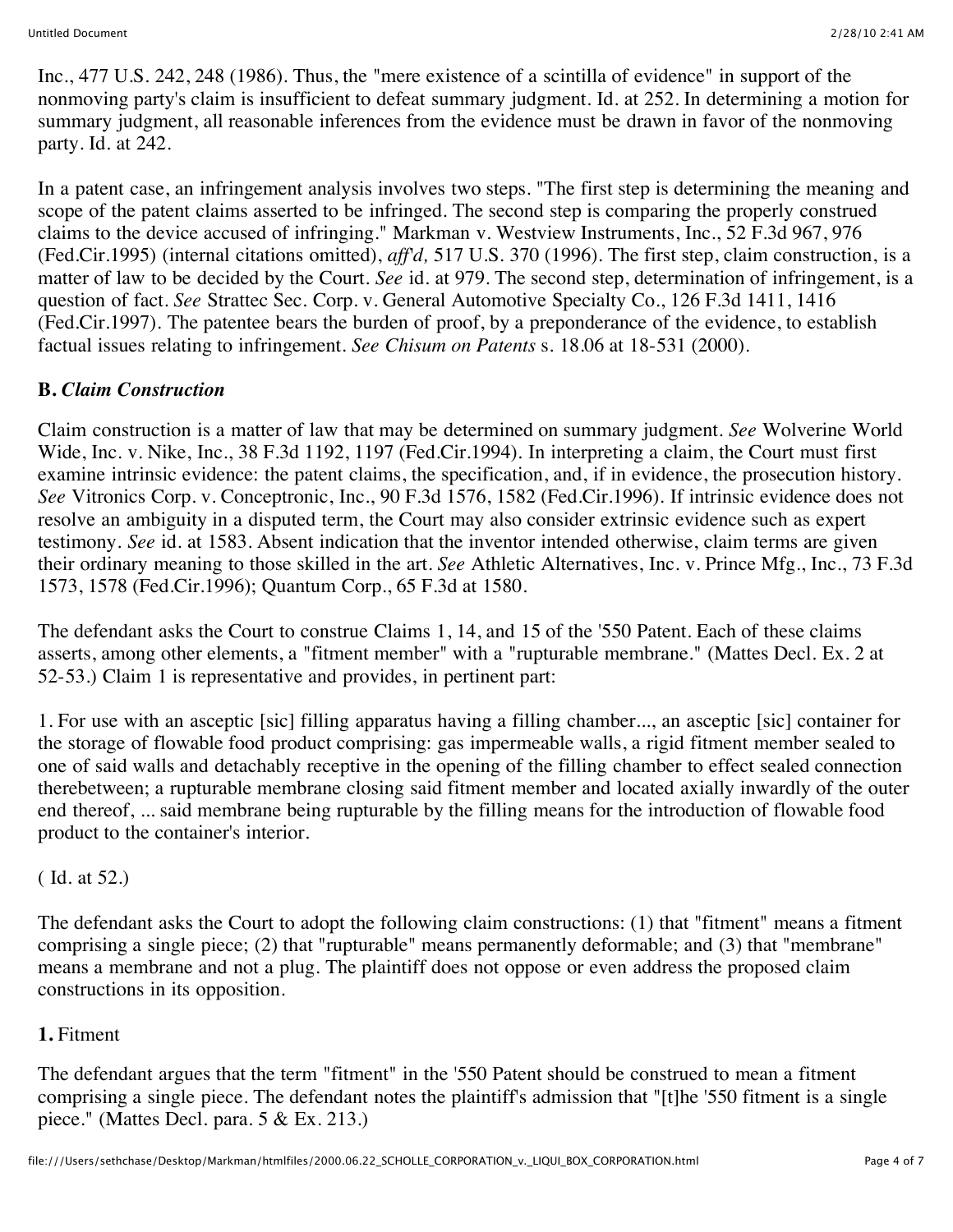Inc., 477 U.S. 242, 248 (1986). Thus, the "mere existence of a scintilla of evidence" in support of the nonmoving party's claim is insufficient to defeat summary judgment. Id. at 252. In determining a motion for summary judgment, all reasonable inferences from the evidence must be drawn in favor of the nonmoving party. Id. at 242.

In a patent case, an infringement analysis involves two steps. "The first step is determining the meaning and scope of the patent claims asserted to be infringed. The second step is comparing the properly construed claims to the device accused of infringing." Markman v. Westview Instruments, Inc., 52 F.3d 967, 976 (Fed.Cir.1995) (internal citations omitted), *aff'd,* 517 U.S. 370 (1996). The first step, claim construction, is a matter of law to be decided by the Court. *See* id. at 979. The second step, determination of infringement, is a question of fact. *See* Strattec Sec. Corp. v. General Automotive Specialty Co., 126 F.3d 1411, 1416 (Fed.Cir.1997). The patentee bears the burden of proof, by a preponderance of the evidence, to establish factual issues relating to infringement. *See Chisum on Patents* s. 18.06 at 18-531 (2000).

### B. *Claim Construction*

Claim construction is a matter of law that may be determined on summary judgment. *See* Wolverine World Wide, Inc. v. Nike, Inc., 38 F.3d 1192, 1197 (Fed.Cir.1994). In interpreting a claim, the Court must first examine intrinsic evidence: the patent claims, the specification, and, if in evidence, the prosecution history. *See* Vitronics Corp. v. Conceptronic, Inc., 90 F.3d 1576, 1582 (Fed.Cir.1996). If intrinsic evidence does not resolve an ambiguity in a disputed term, the Court may also consider extrinsic evidence such as expert testimony. *See* id. at 1583. Absent indication that the inventor intended otherwise, claim terms are given their ordinary meaning to those skilled in the art. *See* Athletic Alternatives, Inc. v. Prince Mfg., Inc., 73 F.3d 1573, 1578 (Fed.Cir.1996); Quantum Corp., 65 F.3d at 1580.

The defendant asks the Court to construe Claims 1, 14, and 15 of the '550 Patent. Each of these claims asserts, among other elements, a "fitment member" with a "rupturable membrane." (Mattes Decl. Ex. 2 at 52-53.) Claim 1 is representative and provides, in pertinent part:

1. For use with an asceptic [sic] filling apparatus having a filling chamber..., an asceptic [sic] container for the storage of flowable food product comprising: gas impermeable walls, a rigid fitment member sealed to one of said walls and detachably receptive in the opening of the filling chamber to effect sealed connection therebetween; a rupturable membrane closing said fitment member and located axially inwardly of the outer end thereof, ... said membrane being rupturable by the filling means for the introduction of flowable food product to the container's interior.

( Id. at 52.)

The defendant asks the Court to adopt the following claim constructions: (1) that "fitment" means a fitment comprising a single piece; (2) that "rupturable" means permanently deformable; and (3) that "membrane" means a membrane and not a plug. The plaintiff does not oppose or even address the proposed claim constructions in its opposition.

#### 1. Fitment

The defendant argues that the term "fitment" in the '550 Patent should be construed to mean a fitment comprising a single piece. The defendant notes the plaintiff's admission that "[t]he '550 fitment is a single piece." (Mattes Decl. para. 5 & Ex. 213.)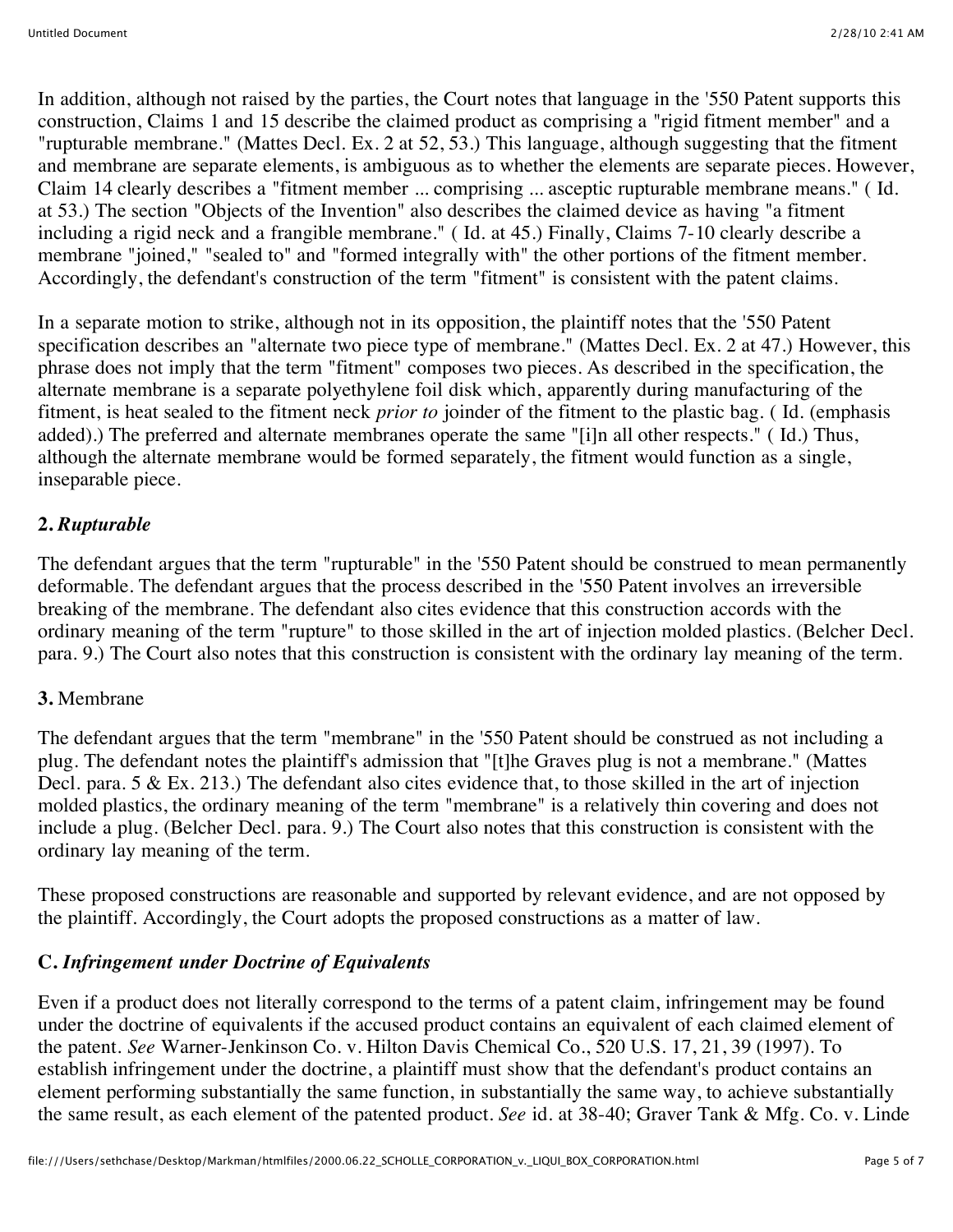In addition, although not raised by the parties, the Court notes that language in the '550 Patent supports this construction, Claims 1 and 15 describe the claimed product as comprising a "rigid fitment member" and a "rupturable membrane." (Mattes Decl. Ex. 2 at 52, 53.) This language, although suggesting that the fitment and membrane are separate elements, is ambiguous as to whether the elements are separate pieces. However, Claim 14 clearly describes a "fitment member ... comprising ... asceptic rupturable membrane means." ( Id. at 53.) The section "Objects of the Invention" also describes the claimed device as having "a fitment including a rigid neck and a frangible membrane." ( Id. at 45.) Finally, Claims 7-10 clearly describe a membrane "joined," "sealed to" and "formed integrally with" the other portions of the fitment member. Accordingly, the defendant's construction of the term "fitment" is consistent with the patent claims.

In a separate motion to strike, although not in its opposition, the plaintiff notes that the '550 Patent specification describes an "alternate two piece type of membrane." (Mattes Decl. Ex. 2 at 47.) However, this phrase does not imply that the term "fitment" composes two pieces. As described in the specification, the alternate membrane is a separate polyethylene foil disk which, apparently during manufacturing of the fitment, is heat sealed to the fitment neck *prior to* joinder of the fitment to the plastic bag. ( Id. (emphasis added).) The preferred and alternate membranes operate the same "[i]n all other respects." ( Id.) Thus, although the alternate membrane would be formed separately, the fitment would function as a single, inseparable piece.

### 2. *Rupturable*

The defendant argues that the term "rupturable" in the '550 Patent should be construed to mean permanently deformable. The defendant argues that the process described in the '550 Patent involves an irreversible breaking of the membrane. The defendant also cites evidence that this construction accords with the ordinary meaning of the term "rupture" to those skilled in the art of injection molded plastics. (Belcher Decl. para. 9.) The Court also notes that this construction is consistent with the ordinary lay meaning of the term.

### 3. Membrane

The defendant argues that the term "membrane" in the '550 Patent should be construed as not including a plug. The defendant notes the plaintiff's admission that "[t]he Graves plug is not a membrane." (Mattes Decl. para. 5 & Ex. 213.) The defendant also cites evidence that, to those skilled in the art of injection molded plastics, the ordinary meaning of the term "membrane" is a relatively thin covering and does not include a plug. (Belcher Decl. para. 9.) The Court also notes that this construction is consistent with the ordinary lay meaning of the term.

These proposed constructions are reasonable and supported by relevant evidence, and are not opposed by the plaintiff. Accordingly, the Court adopts the proposed constructions as a matter of law.

## C. *Infringement under Doctrine of Equivalents*

Even if a product does not literally correspond to the terms of a patent claim, infringement may be found under the doctrine of equivalents if the accused product contains an equivalent of each claimed element of the patent. *See* Warner-Jenkinson Co. v. Hilton Davis Chemical Co., 520 U.S. 17, 21, 39 (1997). To establish infringement under the doctrine, a plaintiff must show that the defendant's product contains an element performing substantially the same function, in substantially the same way, to achieve substantially the same result, as each element of the patented product. *See* id. at 38-40; Graver Tank & Mfg. Co. v. Linde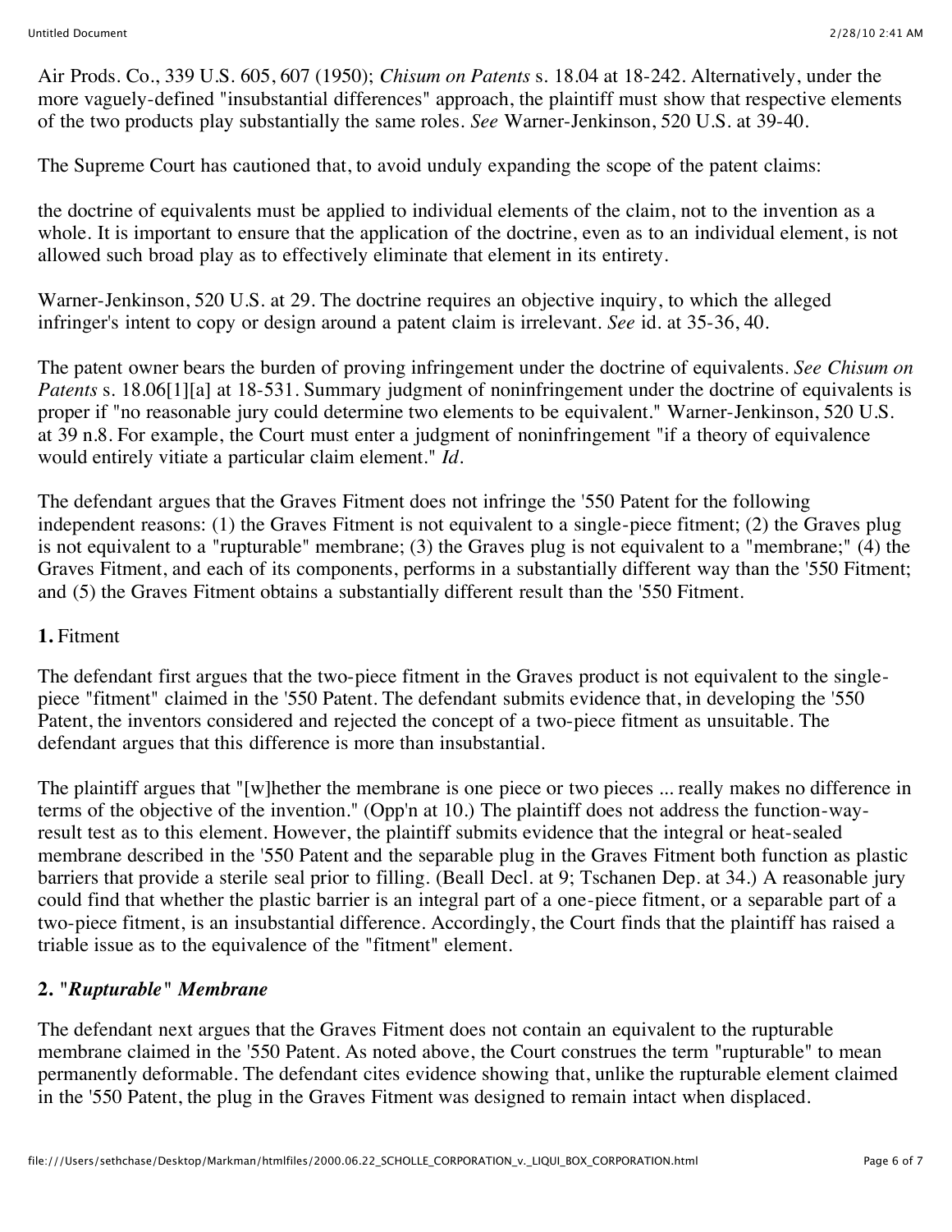Air Prods. Co., 339 U.S. 605, 607 (1950); *Chisum on Patents* s. 18.04 at 18-242. Alternatively, under the more vaguely-defined "insubstantial differences" approach, the plaintiff must show that respective elements of the two products play substantially the same roles. *See* Warner-Jenkinson, 520 U.S. at 39-40.

The Supreme Court has cautioned that, to avoid unduly expanding the scope of the patent claims:

the doctrine of equivalents must be applied to individual elements of the claim, not to the invention as a whole. It is important to ensure that the application of the doctrine, even as to an individual element, is not allowed such broad play as to effectively eliminate that element in its entirety.

Warner-Jenkinson, 520 U.S. at 29. The doctrine requires an objective inquiry, to which the alleged infringer's intent to copy or design around a patent claim is irrelevant. *See* id. at 35-36, 40.

The patent owner bears the burden of proving infringement under the doctrine of equivalents. *See Chisum on Patents* s. 18.06[1][a] at 18-531. Summary judgment of noninfringement under the doctrine of equivalents is proper if "no reasonable jury could determine two elements to be equivalent." Warner-Jenkinson, 520 U.S. at 39 n.8. For example, the Court must enter a judgment of noninfringement "if a theory of equivalence would entirely vitiate a particular claim element." *Id*.

The defendant argues that the Graves Fitment does not infringe the '550 Patent for the following independent reasons: (1) the Graves Fitment is not equivalent to a single-piece fitment; (2) the Graves plug is not equivalent to a "rupturable" membrane; (3) the Graves plug is not equivalent to a "membrane;" (4) the Graves Fitment, and each of its components, performs in a substantially different way than the '550 Fitment; and (5) the Graves Fitment obtains a substantially different result than the '550 Fitment.

**1.** Fitment

The defendant first argues that the two-piece fitment in the Graves product is not equivalent to the single-piece "fitment" claimed in the '550 Patent. The defendant submits evidence that, in developing the '550 Patent, the inventors considered and rejected the concept of a two-piece fitment as unsuitable. The defendant argues that this difference is more than insubstantial.

The plaintiff argues that "[w]hether the membrane is one piece or two pieces ... really makes no difference in terms of the objective of the invention." (Opp'n at 10.) The plaintiff does not address the function-way-result test as to this element. However, the plaintiff submits evidence that the integral or heat-sealed membrane described in the '550 Patent and the separable plug in the Graves Fitment both function as plastic barriers that provide a sterile seal prior to filling. (Beall Decl. at 9; Tschanen Dep. at 34.) A reasonable jury could find that whether the plastic barrier is an integral part of a one-piece fitment, or a separable part of a two-piece fitment, is an insubstantial difference. Accordingly, the Court finds that the plaintiff has raised a triable issue as to the equivalence of the "fitment" element.

**2. "*Rupturable*" *Membrane***

The defendant next argues that the Graves Fitment does not contain an equivalent to the rupturable membrane claimed in the '550 Patent. As noted above, the Court construes the term "rupturable" to mean permanently deformable. The defendant cites evidence showing that, unlike the rupturable element claimed in the '550 Patent, the plug in the Graves Fitment was designed to remain intact when displaced.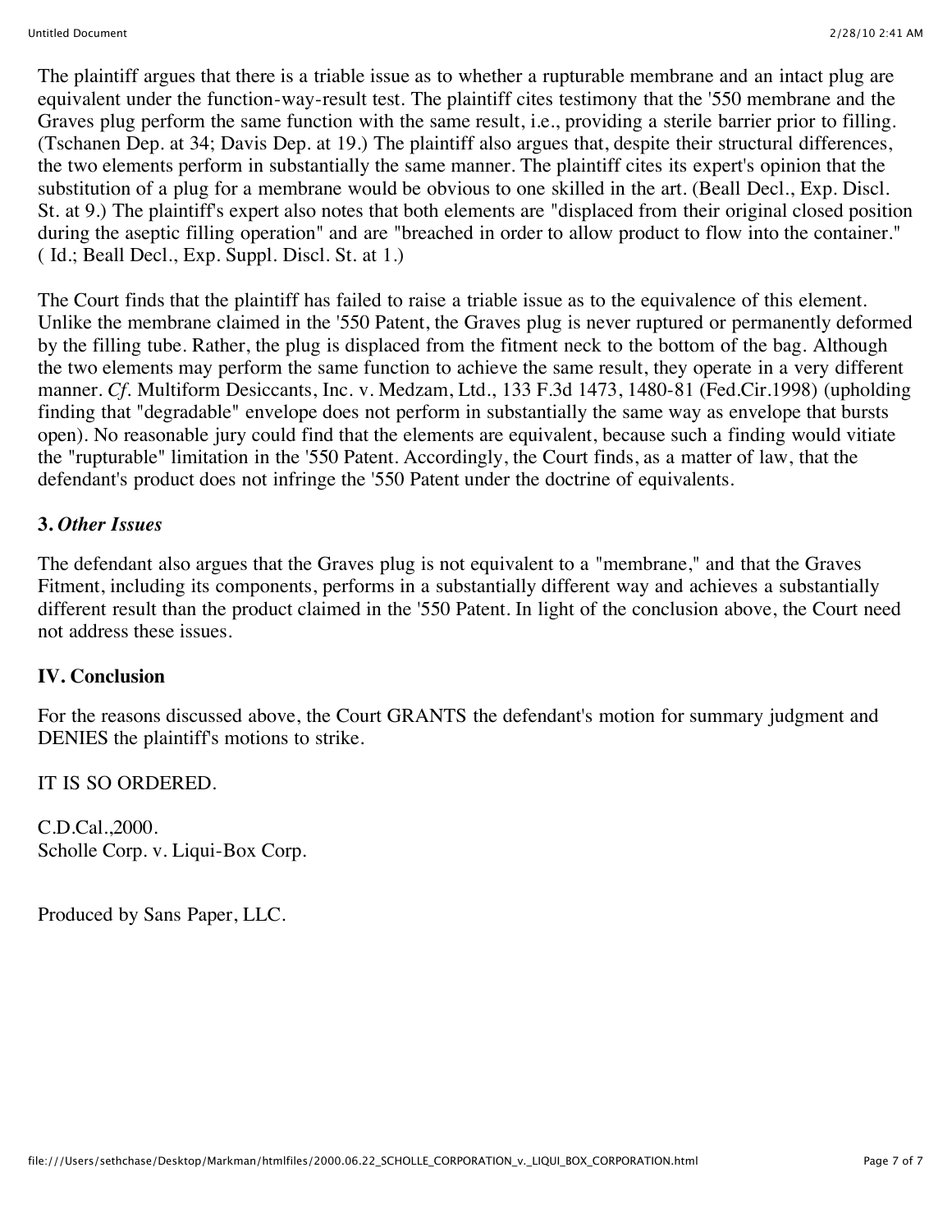The plaintiff argues that there is a triable issue as to whether a rupturable membrane and an intact plug are equivalent under the function-way-result test. The plaintiff cites testimony that the '550 membrane and the Graves plug perform the same function with the same result, i.e., providing a sterile barrier prior to filling. (Tschanen Dep. at 34; Davis Dep. at 19.) The plaintiff also argues that, despite their structural differences, the two elements perform in substantially the same manner. The plaintiff cites its expert's opinion that the substitution of a plug for a membrane would be obvious to one skilled in the art. (Beall Decl., Exp. Discl. St. at 9.) The plaintiff's expert also notes that both elements are "displaced from their original closed position during the aseptic filling operation" and are "breached in order to allow product to flow into the container." ( Id.; Beall Decl., Exp. Suppl. Discl. St. at 1.)

The Court finds that the plaintiff has failed to raise a triable issue as to the equivalence of this element. Unlike the membrane claimed in the '550 Patent, the Graves plug is never ruptured or permanently deformed by the filling tube. Rather, the plug is displaced from the fitment neck to the bottom of the bag. Although the two elements may perform the same function to achieve the same result, they operate in a very different manner. *Cf.* Multiform Desiccants, Inc. v. Medzam, Ltd., 133 F.3d 1473, 1480-81 (Fed.Cir.1998) (upholding finding that "degradable" envelope does not perform in substantially the same way as envelope that bursts open). No reasonable jury could find that the elements are equivalent, because such a finding would vitiate the "rupturable" limitation in the '550 Patent. Accordingly, the Court finds, as a matter of law, that the defendant's product does not infringe the '550 Patent under the doctrine of equivalents.

### 3. *Other Issues*

The defendant also argues that the Graves plug is not equivalent to a "membrane," and that the Graves Fitment, including its components, performs in a substantially different way and achieves a substantially different result than the product claimed in the '550 Patent. In light of the conclusion above, the Court need not address these issues.

## IV. Conclusion

For the reasons discussed above, the Court GRANTS the defendant's motion for summary judgment and DENIES the plaintiff's motions to strike.

IT IS SO ORDERED.

C.D.Cal.,2000.
Scholle Corp. v. Liqui-Box Corp.

Produced by Sans Paper, LLC.